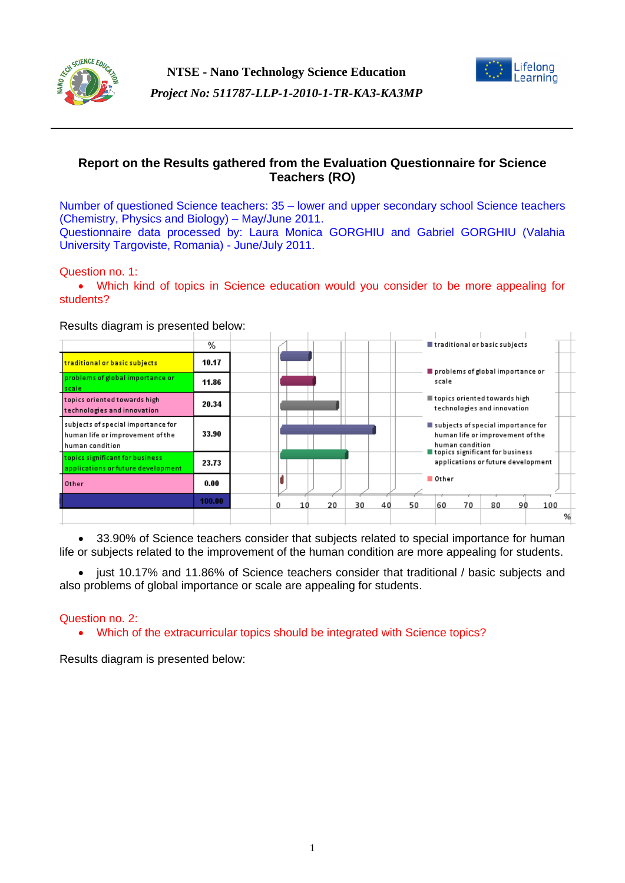NTSE - Nano Technology Science Education

*Project No: 511787-LLP-1-2010-1-TR-KA3-KA3MP*

## Report on the Results gathered from the Evaluation Questionnaire for Science Teachers (RO)

Number of questioned Science teachers: 35 – lower and upper secondary school Science teachers (Chemistry, Physics and Biology) – May/June 2011.
Questionnaire data processed by: Laura Monica GORGHIU and Gabriel GORGHIU (Valahia University Targoviste, Romania) - June/July 2011.

Question no. 1:

- Which kind of topics in Science education would you consider to be more appealing for students?

Results diagram is presented below:

| | % |
|---|---|
| traditional or basic subjects | 10.17 |
| problems of global importance or scale | 11.86 |
| topics oriented towards high technologies and innovation | 20.34 |
| subjects of special importance for human life or improvement of the human condition | 33.90 |
| topics significant for business applications or future development | 23.73 |
| Other | 0.00 |
| | 100.00 |

- 33.90% of Science teachers consider that subjects related to special importance for human life or subjects related to the improvement of the human condition are more appealing for students.

- just 10.17% and 11.86% of Science teachers consider that traditional / basic subjects and also problems of global importance or scale are appealing for students.

Question no. 2:

- Which of the extracurricular topics should be integrated with Science topics?

Results diagram is presented below: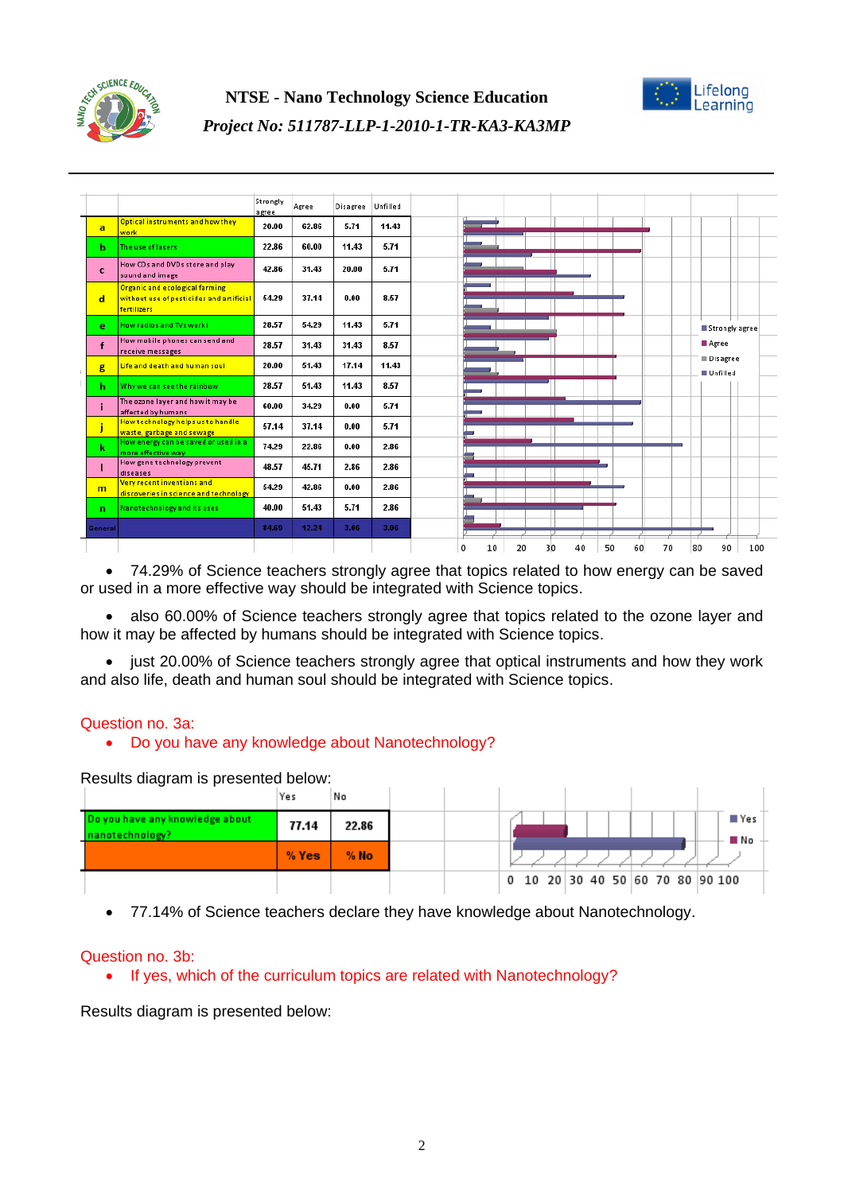| | | Strongly agree | Agree | Disagree | Unfilled |
|---|---|---|---|---|---|
| a | Optical instruments and how they work | 20.00 | 62.86 | 5.71 | 11.43 |
| b | The use of lasers | 22.86 | 60.00 | 11.43 | 5.71 |
| c | How CDs and DVDs store and play sound and image | 42.86 | 31.43 | 20.00 | 5.71 |
| d | Organic and ecological farming without use of pesticides and artificial fertilizers | 54.29 | 37.14 | 0.00 | 8.57 |
| e | How radios and TVs work! | 28.57 | 54.29 | 11.43 | 5.71 |
| f | How mobile phones can send and receive messages | 28.57 | 31.43 | 31.43 | 8.57 |
| g | Life and death and human soul | 20.00 | 51.43 | 17.14 | 11.43 |
| h | Why we can see the rainbow | 28.57 | 51.43 | 11.43 | 8.57 |
| i | The ozone layer and how it may be affected by humans | 60.00 | 34.29 | 0.00 | 5.71 |
| j | How technology helps us to handle waste, garbage and sewage | 57.14 | 37.14 | 0.00 | 5.71 |
| k | How energy can be saved or used in a more effective way | 74.29 | 22.86 | 0.00 | 2.86 |
| l | How gene technology prevent diseases | 48.57 | 45.71 | 2.86 | 2.86 |
| m | Very recent inventions and discoveries in science and technology | 54.29 | 42.86 | 0.00 | 2.86 |
| n | Nanotechnology and its uses | 40.00 | 51.43 | 5.71 | 2.86 |
| General | | 84.69 | 12.24 | 3.06 | 3.06 |

- 74.29% of Science teachers strongly agree that topics related to how energy can be saved or used in a more effective way should be integrated with Science topics.
- also 60.00% of Science teachers strongly agree that topics related to the ozone layer and how it may be affected by humans should be integrated with Science topics.
- just 20.00% of Science teachers strongly agree that optical instruments and how they work and also life, death and human soul should be integrated with Science topics.

Question no. 3a:

- Do you have any knowledge about Nanotechnology?

Results diagram is presented below:

| | Yes | No |
|---|---|---|
| Do you have any knowledge about nanotechnology? | 77.14 | 22.86 |
| | % Yes | % No |

- 77.14% of Science teachers declare they have knowledge about Nanotechnology.

Question no. 3b:

- If yes, which of the curriculum topics are related with Nanotechnology?

Results diagram is presented below: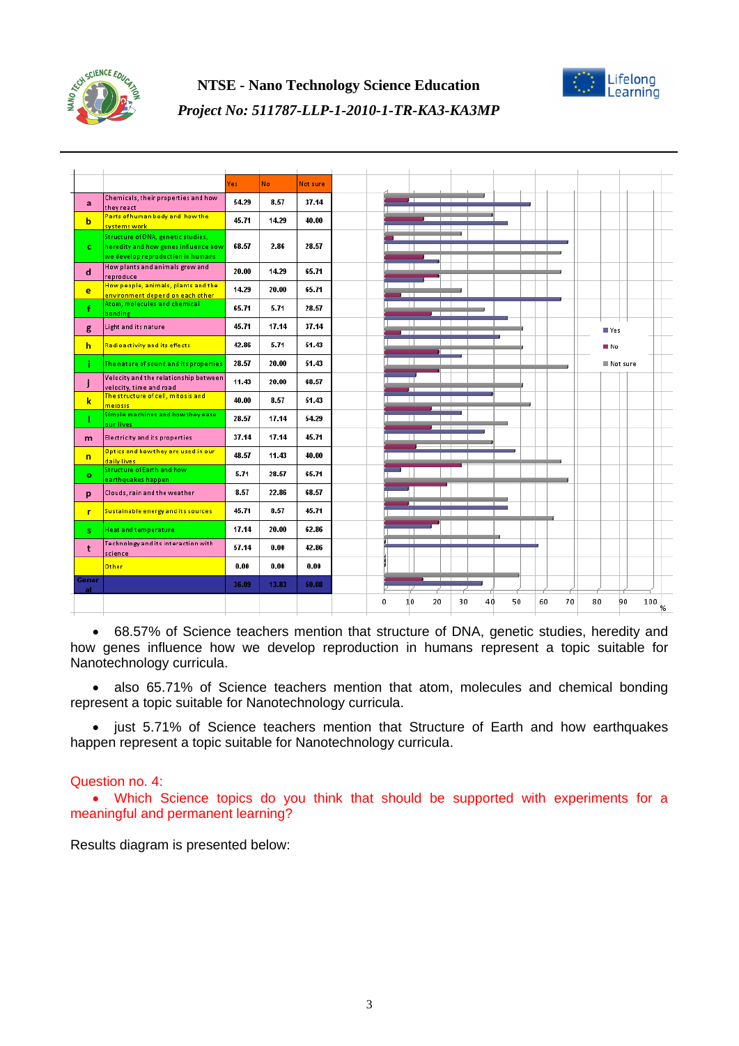| | | Yes | No | Not sure |
|---|---|---|---|---|
| a | Chemicals, their properties and how they react | 54.29 | 8.57 | 37.14 |
| b | Parts of human body and how the systems work | 45.71 | 14.29 | 40.00 |
| c | Structure of DNA, genetic studies, heredity and how genes influence how we develop reproduction in humans | 68.57 | 2.86 | 28.57 |
| d | How plants and animals grow and reproduce | 20.00 | 14.29 | 65.71 |
| e | How people, animals, plants and the environment depend on each other | 14.29 | 20.00 | 65.71 |
| f | Atom, molecules and chemical bonding | 65.71 | 5.71 | 28.57 |
| g | Light and its nature | 45.71 | 17.14 | 37.14 |
| h | Radioactivity and its effects | 42.86 | 5.71 | 51.43 |
| i | The nature of sound and its properties | 28.57 | 20.00 | 51.43 |
| j | Velocity and the relationship between velocity, time and road | 11.43 | 20.00 | 68.57 |
| k | The structure of cell, mitosis and meiosis | 40.00 | 8.57 | 51.43 |
| l | Simple machines and how they ease our lives | 28.57 | 17.14 | 54.29 |
| m | Electricity and its properties | 37.14 | 17.14 | 45.71 |
| n | Optics and how they are used in our daily lives | 48.57 | 11.43 | 40.00 |
| o | Structure of Earth and how earthquakes happen | 5.71 | 28.57 | 65.71 |
| p | Clouds, rain and the weather | 8.57 | 22.86 | 68.57 |
| r | Sustainable energy and its sources | 45.71 | 8.57 | 45.71 |
| s | Heat and temperature | 17.14 | 20.00 | 62.86 |
| t | Technology and its interaction with science | 57.14 | 0.00 | 42.86 |
| | Other | 0.00 | 0.00 | 0.00 |
| General | | 36.09 | 13.83 | 50.08 |

- 68.57% of Science teachers mention that structure of DNA, genetic studies, heredity and how genes influence how we develop reproduction in humans represent a topic suitable for Nanotechnology curricula.

- also 65.71% of Science teachers mention that atom, molecules and chemical bonding represent a topic suitable for Nanotechnology curricula.

- just 5.71% of Science teachers mention that Structure of Earth and how earthquakes happen represent a topic suitable for Nanotechnology curricula.

Question no. 4:

- Which Science topics do you think that should be supported with experiments for a meaningful and permanent learning?

Results diagram is presented below: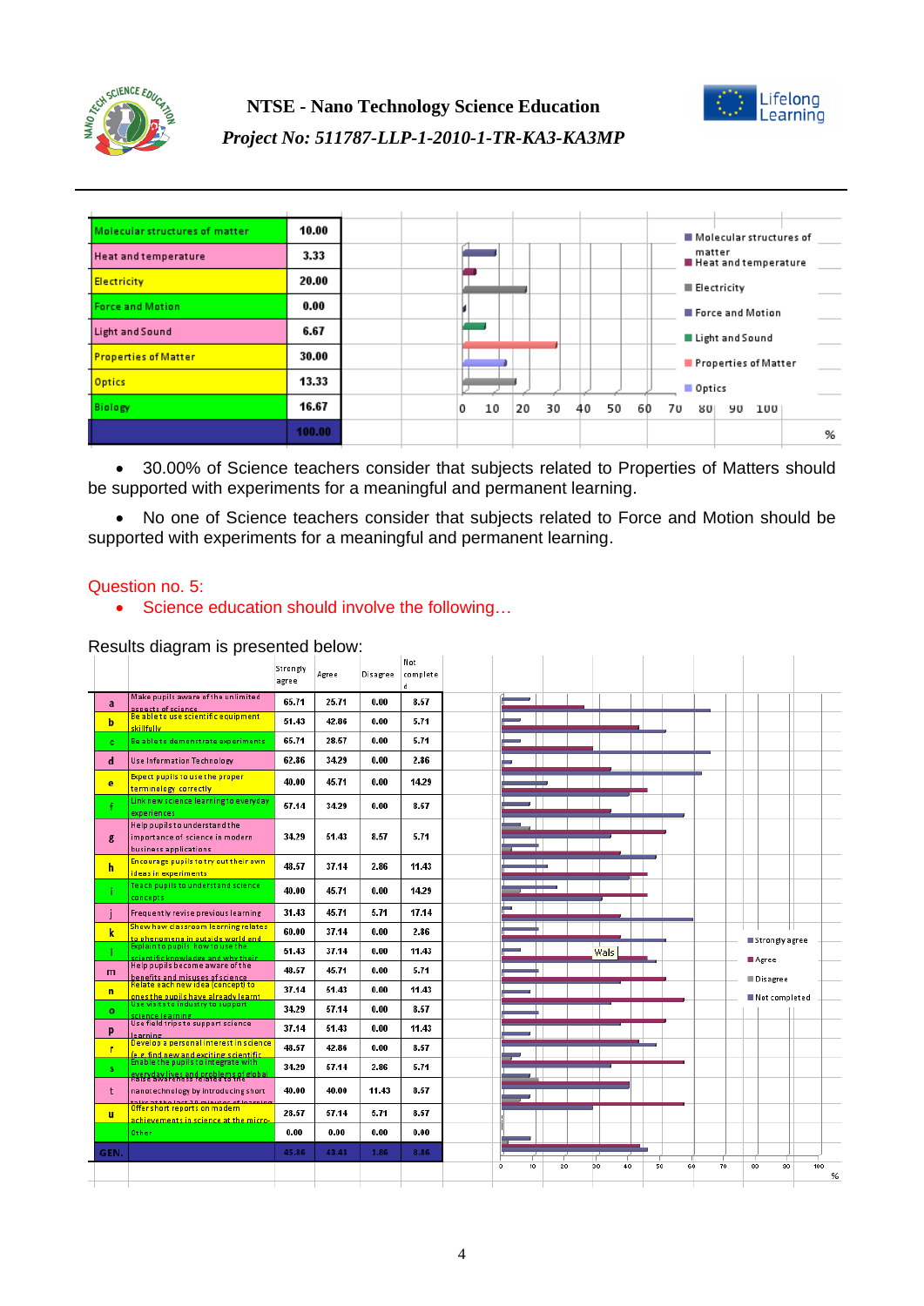| | |
|---|---|
| Molecular structures of matter | 10.00 |
| Heat and temperature | 3.33 |
| Electricity | 20.00 |
| Force and Motion | 0.00 |
| Light and Sound | 6.67 |
| Properties of Matter | 30.00 |
| Optics | 13.33 |
| Biology | 16.67 |
| | 100.00 |

- 30.00% of Science teachers consider that subjects related to Properties of Matters should be supported with experiments for a meaningful and permanent learning.
- No one of Science teachers consider that subjects related to Force and Motion should be supported with experiments for a meaningful and permanent learning.

Question no. 5:

- Science education should involve the following…

Results diagram is presented below:

| | | Strongly agree | Agree | Disagree | Not completed |
|---|---|---|---|---|---|
| a | Make pupils aware of the unlimited aspects of science | 65.71 | 25.71 | 0.00 | 8.57 |
| b | Be able to use scientific equipment skillfully | 51.43 | 42.86 | 0.00 | 5.71 |
| c | Be able to demonstrate experiments | 65.71 | 28.57 | 0.00 | 5.71 |
| d | Use Information Technology | 62.86 | 34.29 | 0.00 | 2.86 |
| e | Expect pupils to use the proper terminology correctly | 40.00 | 45.71 | 0.00 | 14.29 |
| f | Link new science learning to everyday experiences | 57.14 | 34.29 | 0.00 | 8.57 |
| g | Help pupils to understand the importance of science in modern business applications | 34.29 | 51.43 | 8.57 | 5.71 |
| h | Encourage pupils to try out their own ideas in experiments | 48.57 | 37.14 | 2.86 | 11.43 |
| i | Teach pupils to understand science concepts | 40.00 | 45.71 | 0.00 | 14.29 |
| j | Frequently revise previous learning | 31.43 | 45.71 | 5.71 | 17.14 |
| k | Show how classroom learning relates to phenomena in outside world and | 60.00 | 37.14 | 0.00 | 2.86 |
| l | Explain to pupils how to use the scientific knowledge and why their | 51.43 | 37.14 | 0.00 | 11.43 |
| m | Help pupils become aware of the benefits and misuses of science | 48.57 | 45.71 | 0.00 | 5.71 |
| n | Relate each new idea (concept) to ones the pupils have already learnt | 37.14 | 51.43 | 0.00 | 11.43 |
| o | Use visits to industry to support science learning | 34.29 | 57.14 | 0.00 | 8.57 |
| p | Use field trips to support science learning | 37.14 | 51.43 | 0.00 | 11.43 |
| r | Develop a personal interest in science (e.g. find new and exciting scientific | 48.57 | 42.86 | 0.00 | 8.57 |
| s | Enable the pupils to integrate with everyday lives and problems of global | 34.29 | 57.14 | 2.86 | 5.71 |
| t | Raise awareness related to the nanotechnology by introducing short | 40.00 | 40.00 | 11.43 | 8.57 |
| u | Offer short reports on modern achievements in science at the micro- | 28.57 | 57.14 | 5.71 | 8.57 |
| | Other | 0.00 | 0.00 | 0.00 | 0.00 |
| GEN. | | 45.86 | 43.43 | 1.86 | 8.86 |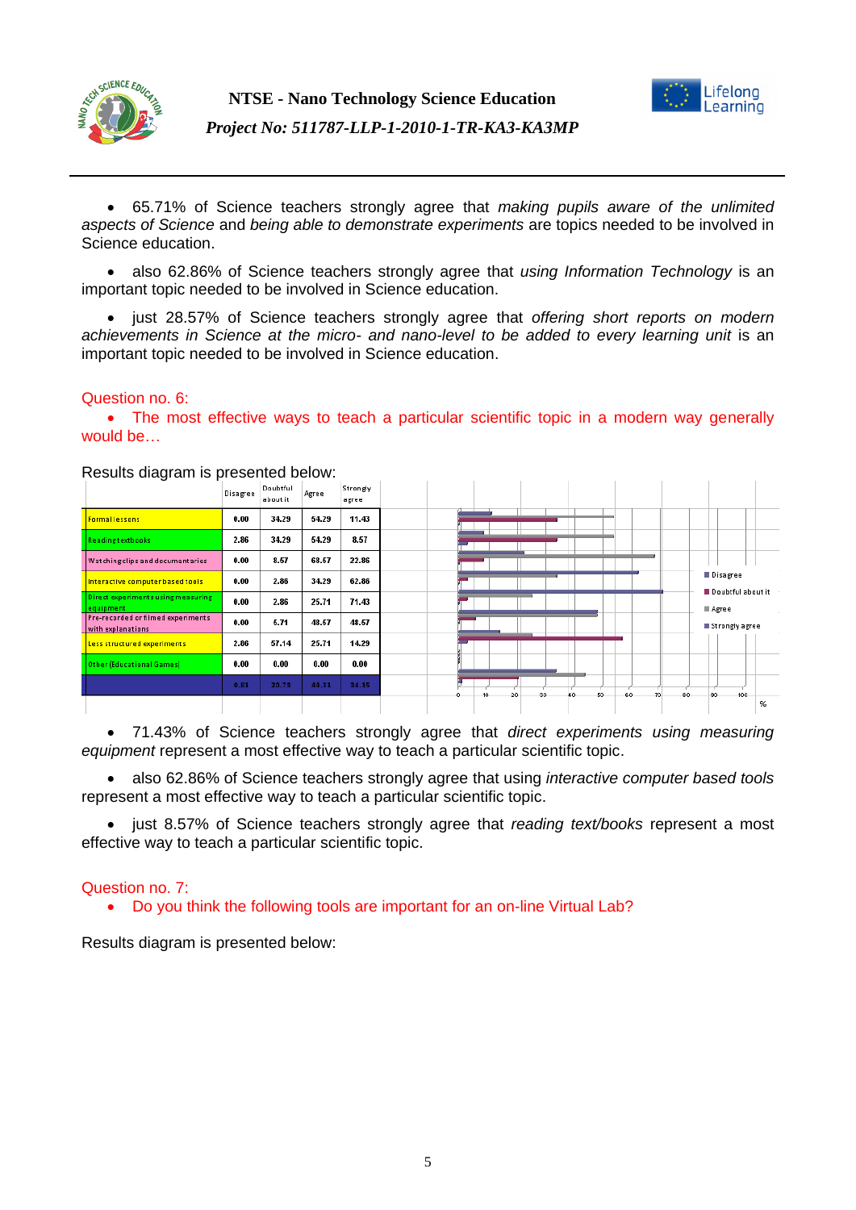- 65.71% of Science teachers strongly agree that *making pupils aware of the unlimited aspects of Science* and *being able to demonstrate experiments* are topics needed to be involved in Science education.

- also 62.86% of Science teachers strongly agree that *using Information Technology* is an important topic needed to be involved in Science education.

- just 28.57% of Science teachers strongly agree that *offering short reports on modern achievements in Science at the micro- and nano-level to be added to every learning unit* is an important topic needed to be involved in Science education.

Question no. 6:

- The most effective ways to teach a particular scientific topic in a modern way generally would be…

Results diagram is presented below:

| | Disagree | Doubtful about it | Agree | Strongly agree |
|---|---|---|---|---|
| Formal lessons | 0.00 | 34.29 | 54.29 | 11.43 |
| Reading textbooks | 2.86 | 34.29 | 54.29 | 8.57 |
| Watching clips and documentaries | 0.00 | 8.57 | 68.57 | 22.86 |
| Interactive computer based tools | 0.00 | 2.86 | 34.29 | 62.86 |
| Direct experiments using measuring equipment | 0.00 | 2.86 | 25.71 | 71.43 |
| Pre-recorded or filmed experiments with explanations | 0.00 | 5.71 | 48.57 | 48.57 |
| Less structured experiments | 2.86 | 57.14 | 25.71 | 14.29 |
| Other (Educational Games) | 0.00 | 0.00 | 0.00 | 0.00 |
| | 0.81 | 20.73 | 44.11 | 34.15 |

- 71.43% of Science teachers strongly agree that *direct experiments using measuring equipment* represent a most effective way to teach a particular scientific topic.

- also 62.86% of Science teachers strongly agree that using *interactive computer based tools* represent a most effective way to teach a particular scientific topic.

- just 8.57% of Science teachers strongly agree that *reading text/books* represent a most effective way to teach a particular scientific topic.

Question no. 7:

- Do you think the following tools are important for an on-line Virtual Lab?

Results diagram is presented below: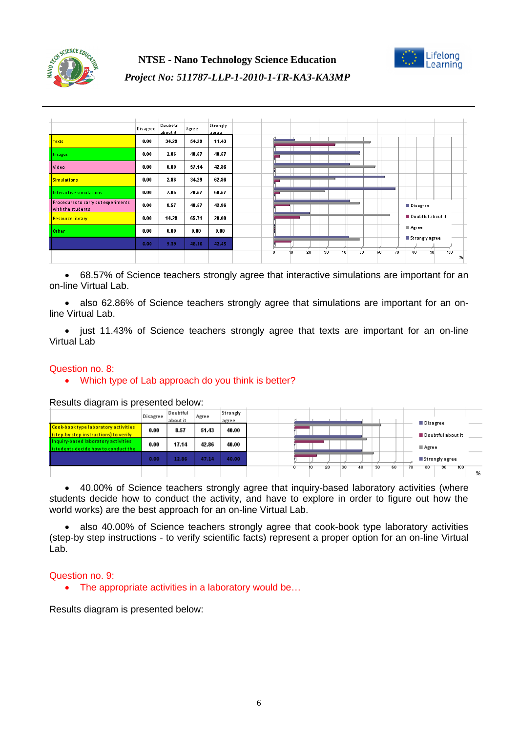| | Disagree | Doubtful about it | Agree | Strongly agree |
|---|---|---|---|---|
| Texts | 0.00 | 34.29 | 54.29 | 11.43 |
| Images | 0.00 | 2.86 | 48.57 | 48.57 |
| Video | 0.00 | 0.00 | 57.14 | 42.86 |
| Simulations | 0.00 | 2.86 | 34.29 | 62.86 |
| Interactive simulations | 0.00 | 2.86 | 28.57 | 68.57 |
| Procedures to carry out experiments with the students | 0.00 | 8.57 | 48.57 | 42.86 |
| Resource library | 0.00 | 14.29 | 65.71 | 20.00 |
| Other | 0.00 | 0.00 | 0.00 | 0.00 |
| | 0.00 | 9.39 | 48.16 | 42.45 |

- 68.57% of Science teachers strongly agree that interactive simulations are important for an on-line Virtual Lab.
- also 62.86% of Science teachers strongly agree that simulations are important for an on-line Virtual Lab.
- just 11.43% of Science teachers strongly agree that texts are important for an on-line Virtual Lab

Question no. 8:

- Which type of Lab approach do you think is better?

Results diagram is presented below:

| | Disagree | Doubtful about it | Agree | Strongly agree |
|---|---|---|---|---|
| Cook-book type laboratory activities (step-by step instructions) to verify | 0.00 | 8.57 | 51.43 | 40.00 |
| Inquiry-based laboratory activities (students decide how to conduct the | 0.00 | 17.14 | 42.86 | 40.00 |
| | 0.00 | 12.86 | 47.14 | 40.00 |

- 40.00% of Science teachers strongly agree that inquiry-based laboratory activities (where students decide how to conduct the activity, and have to explore in order to figure out how the world works) are the best approach for an on-line Virtual Lab.
- also 40.00% of Science teachers strongly agree that cook-book type laboratory activities (step-by step instructions - to verify scientific facts) represent a proper option for an on-line Virtual Lab.

Question no. 9:

- The appropriate activities in a laboratory would be…

Results diagram is presented below: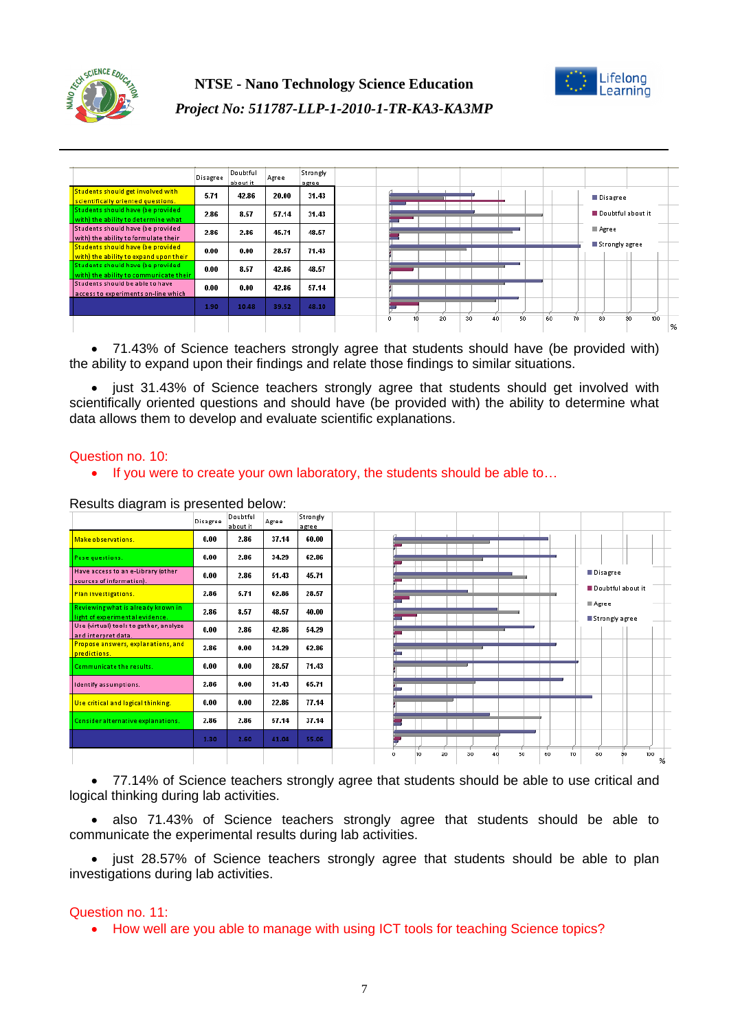| | Disagree | Doubtful about it | Agree | Strongly agree |
|---|---|---|---|---|
| Students should get involved with scientifically oriented questions. | 5.71 | 42.86 | 20.00 | 31.43 |
| Students should have (be provided with) the ability to determine what | 2.86 | 8.57 | 57.14 | 31.43 |
| Students should have (be provided with) the ability to formulate their | 2.86 | 2.86 | 45.71 | 48.57 |
| Students should have (be provided with) the ability to expand upon their | 0.00 | 0.00 | 28.57 | 71.43 |
| Students should have (be provided with) the ability to communicate their | 0.00 | 8.57 | 42.86 | 48.57 |
| Students should be able to have access to experiments on-line which | 0.00 | 0.00 | 42.86 | 57.14 |
| | 1.90 | 10.48 | 39.52 | 48.10 |

- 71.43% of Science teachers strongly agree that students should have (be provided with) the ability to expand upon their findings and relate those findings to similar situations.

- just 31.43% of Science teachers strongly agree that students should get involved with scientifically oriented questions and should have (be provided with) the ability to determine what data allows them to develop and evaluate scientific explanations.

Question no. 10:

- If you were to create your own laboratory, the students should be able to…

Results diagram is presented below:

| | Disagree | Doubtful about it | Agree | Strongly agree |
|---|---|---|---|---|
| Make observations. | 0.00 | 2.86 | 37.14 | 60.00 |
| Pose questions. | 0.00 | 2.86 | 34.29 | 62.86 |
| Have access to an e-Library (other sources of information). | 0.00 | 2.86 | 51.43 | 45.71 |
| Plan investigations. | 2.86 | 5.71 | 62.86 | 28.57 |
| Reviewing what is already known in light of experimental evidence. | 2.86 | 8.57 | 48.57 | 40.00 |
| Use (virtual) tools to gather, analyze and interpret data. | 0.00 | 2.86 | 42.86 | 54.29 |
| Propose answers, explanations, and predictions. | 2.86 | 0.00 | 34.29 | 62.86 |
| Communicate the results. | 0.00 | 0.00 | 28.57 | 71.43 |
| Identify assumptions. | 2.86 | 0.00 | 31.43 | 65.71 |
| Use critical and logical thinking. | 0.00 | 0.00 | 22.86 | 77.14 |
| Consider alternative explanations. | 2.86 | 2.86 | 57.14 | 37.14 |
| | 1.30 | 2.60 | 41.04 | 55.06 |

- 77.14% of Science teachers strongly agree that students should be able to use critical and logical thinking during lab activities.

- also 71.43% of Science teachers strongly agree that students should be able to communicate the experimental results during lab activities.

- just 28.57% of Science teachers strongly agree that students should be able to plan investigations during lab activities.

Question no. 11:

- How well are you able to manage with using ICT tools for teaching Science topics?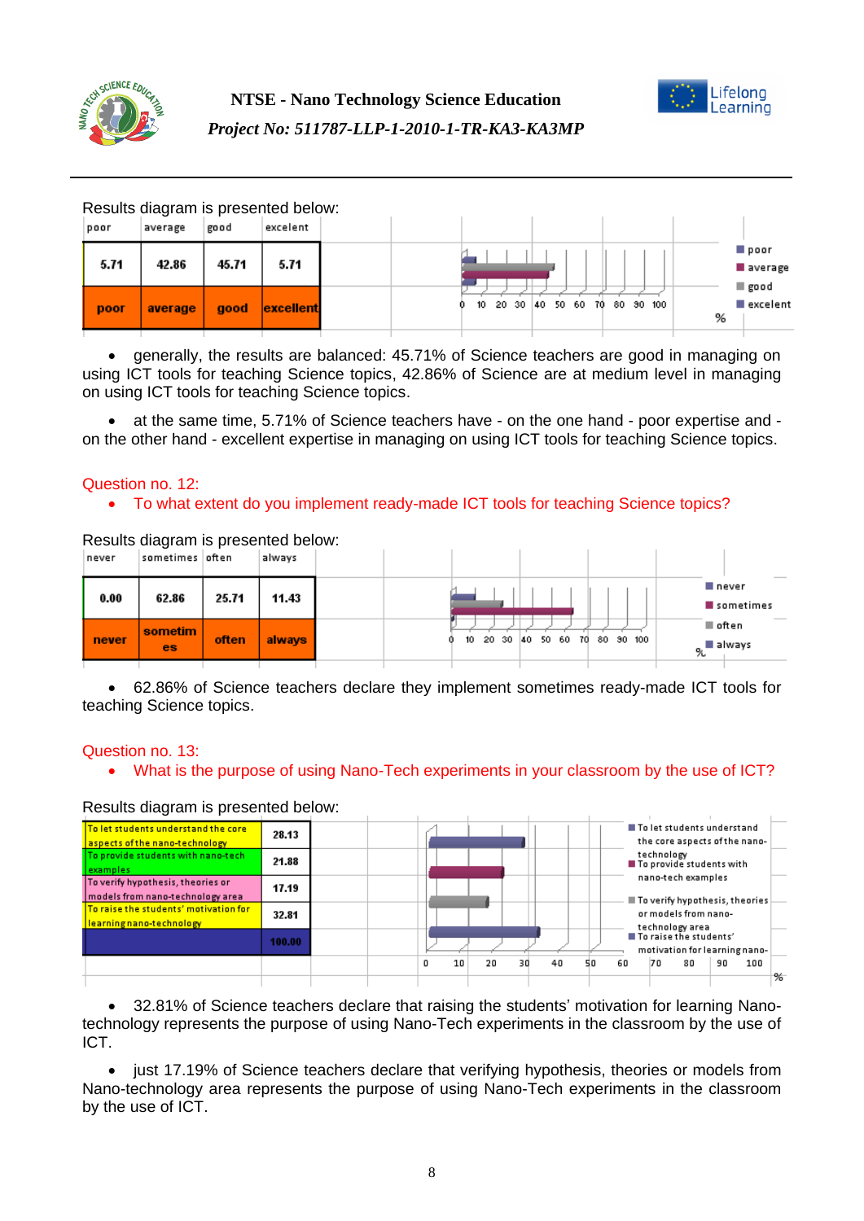Results diagram is presented below:

| poor | average | good | excelent |
|---|---|---|---|
| 5.71 | 42.86 | 45.71 | 5.71 |
| poor | average | good | excellent |

- generally, the results are balanced: 45.71% of Science teachers are good in managing on using ICT tools for teaching Science topics, 42.86% of Science are at medium level in managing on using ICT tools for teaching Science topics.

- at the same time, 5.71% of Science teachers have - on the one hand - poor expertise and - on the other hand - excellent expertise in managing on using ICT tools for teaching Science topics.

Question no. 12:

- To what extent do you implement ready-made ICT tools for teaching Science topics?

Results diagram is presented below:

| never | sometimes | often | always |
|---|---|---|---|
| 0.00 | 62.86 | 25.71 | 11.43 |
| never | sometimes | often | always |

- 62.86% of Science teachers declare they implement sometimes ready-made ICT tools for teaching Science topics.

Question no. 13:

- What is the purpose of using Nano-Tech experiments in your classroom by the use of ICT?

Results diagram is presented below:

| Purpose | % |
|---|---|
| To let students understand the core aspects of the nano-technology | 28.13 |
| To provide students with nano-tech examples | 21.88 |
| To verify hypothesis, theories or models from nano-technology area | 17.19 |
| To raise the students' motivation for learning nano-technology | 32.81 |
| | 100.00 |

- 32.81% of Science teachers declare that raising the students' motivation for learning Nano-technology represents the purpose of using Nano-Tech experiments in the classroom by the use of ICT.

- just 17.19% of Science teachers declare that verifying hypothesis, theories or models from Nano-technology area represents the purpose of using Nano-Tech experiments in the classroom by the use of ICT.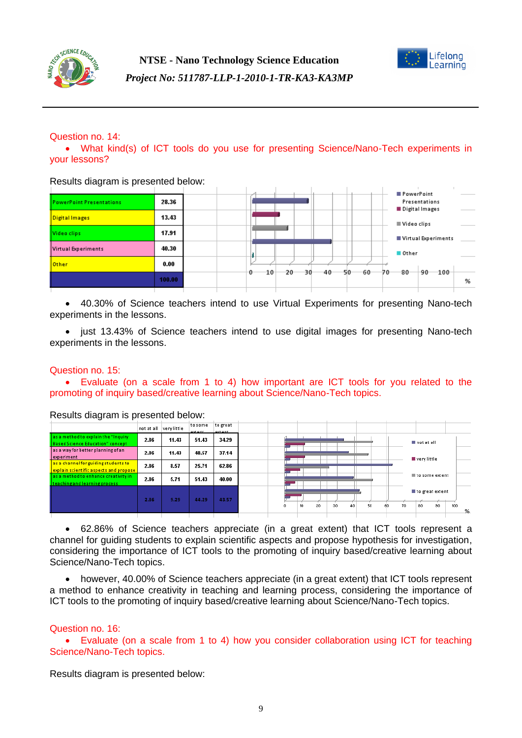Question no. 14:

- What kind(s) of ICT tools do you use for presenting Science/Nano-Tech experiments in your lessons?

Results diagram is presented below:

| | |
|---|---|
| PowerPoint Presentations | 28.36 |
| Digital Images | 13.43 |
| Video clips | 17.91 |
| Virtual Experiments | 40.30 |
| Other | 0.00 |
| | 100.00 |

- 40.30% of Science teachers intend to use Virtual Experiments for presenting Nano-tech experiments in the lessons.
- just 13.43% of Science teachers intend to use digital images for presenting Nano-tech experiments in the lessons.

Question no. 15:

- Evaluate (on a scale from 1 to 4) how important are ICT tools for you related to the promoting of inquiry based/creative learning about Science/Nano-Tech topics.

Results diagram is presented below:

| | not at all | very little | to some extent | to great extent |
|---|---|---|---|---|
| as a method to explain the "Inquiry Based Science Education" concept | 2.86 | 11.43 | 51.43 | 34.29 |
| as a way for better planning of an experiment | 2.86 | 11.43 | 48.57 | 37.14 |
| as a channel for guiding students to explain scientific aspects and propose | 2.86 | 8.57 | 25.71 | 62.86 |
| as a method to enhance creativity in teaching and learning process | 2.86 | 5.71 | 51.43 | 40.00 |
| | 2.86 | 9.29 | 44.29 | 43.57 |

- 62.86% of Science teachers appreciate (in a great extent) that ICT tools represent a channel for guiding students to explain scientific aspects and propose hypothesis for investigation, considering the importance of ICT tools to the promoting of inquiry based/creative learning about Science/Nano-Tech topics.
- however, 40.00% of Science teachers appreciate (in a great extent) that ICT tools represent a method to enhance creativity in teaching and learning process, considering the importance of ICT tools to the promoting of inquiry based/creative learning about Science/Nano-Tech topics.

Question no. 16:

- Evaluate (on a scale from 1 to 4) how you consider collaboration using ICT for teaching Science/Nano-Tech topics.

Results diagram is presented below: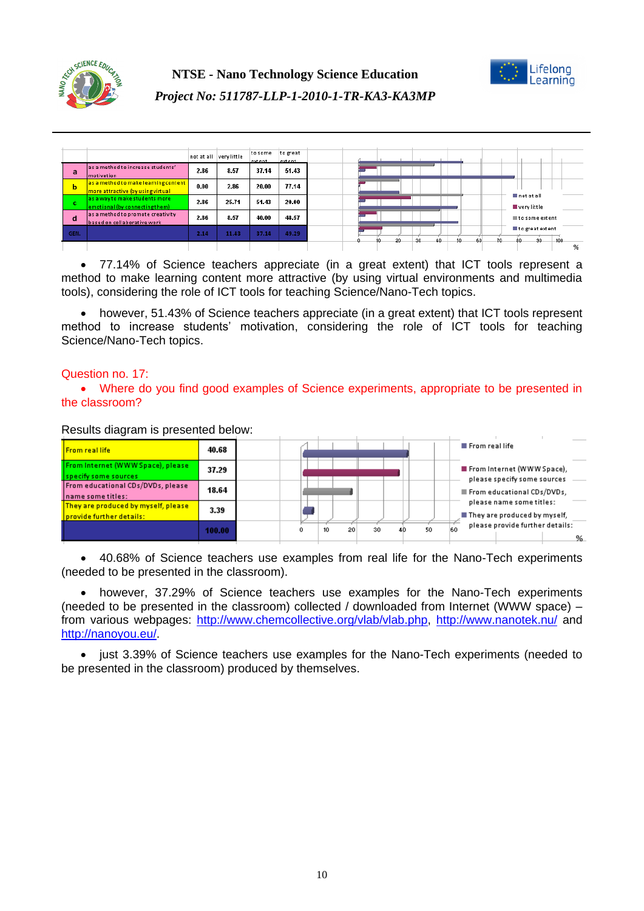|  |  | not at all | very little | to some extent | to great extent |
|---|---|---|---|---|---|
| a | as a method to increase students' motivation | 2.86 | 8.57 | 37.14 | 51.43 |
| b | as a method to make learning content more attractive (by using virtual | 0.00 | 2.86 | 20.00 | 77.14 |
| c | as a way to make students more emotional (by connecting them) | 2.86 | 25.71 | 51.43 | 20.00 |
| d | as a method to promote creativity based on collaborative work | 2.86 | 8.57 | 40.00 | 48.57 |
| GEN. |  | 2.14 | 11.43 | 37.14 | 49.29 |

not at all
very little
to some extent
to great extent
0 10 20 30 40 50 60 70 80 90 100
%

- 77.14% of Science teachers appreciate (in a great extent) that ICT tools represent a method to make learning content more attractive (by using virtual environments and multimedia tools), considering the role of ICT tools for teaching Science/Nano-Tech topics.

- however, 51.43% of Science teachers appreciate (in a great extent) that ICT tools represent method to increase students' motivation, considering the role of ICT tools for teaching Science/Nano-Tech topics.

Question no. 17:

- Where do you find good examples of Science experiments, appropriate to be presented in the classroom?

Results diagram is presented below:

|  |  |
|---|---|
| From real life | 40.68 |
| From Internet (WWW Space), please specify some sources | 37.29 |
| From educational CDs/DVDs, please name some titles: | 18.64 |
| They are produced by myself, please provide further details: | 3.39 |
|  | 100.00 |

From real life
From Internet (WWW Space), please specify some sources
From educational CDs/DVDs, please name some titles:
They are produced by myself, please provide further details:
0 10 20 30 40 50 60
%

- 40.68% of Science teachers use examples from real life for the Nano-Tech experiments (needed to be presented in the classroom).

- however, 37.29% of Science teachers use examples for the Nano-Tech experiments (needed to be presented in the classroom) collected / downloaded from Internet (WWW space) – from various webpages: http://www.chemcollective.org/vlab/vlab.php, http://www.nanotek.nu/ and http://nanoyou.eu/.

- just 3.39% of Science teachers use examples for the Nano-Tech experiments (needed to be presented in the classroom) produced by themselves.